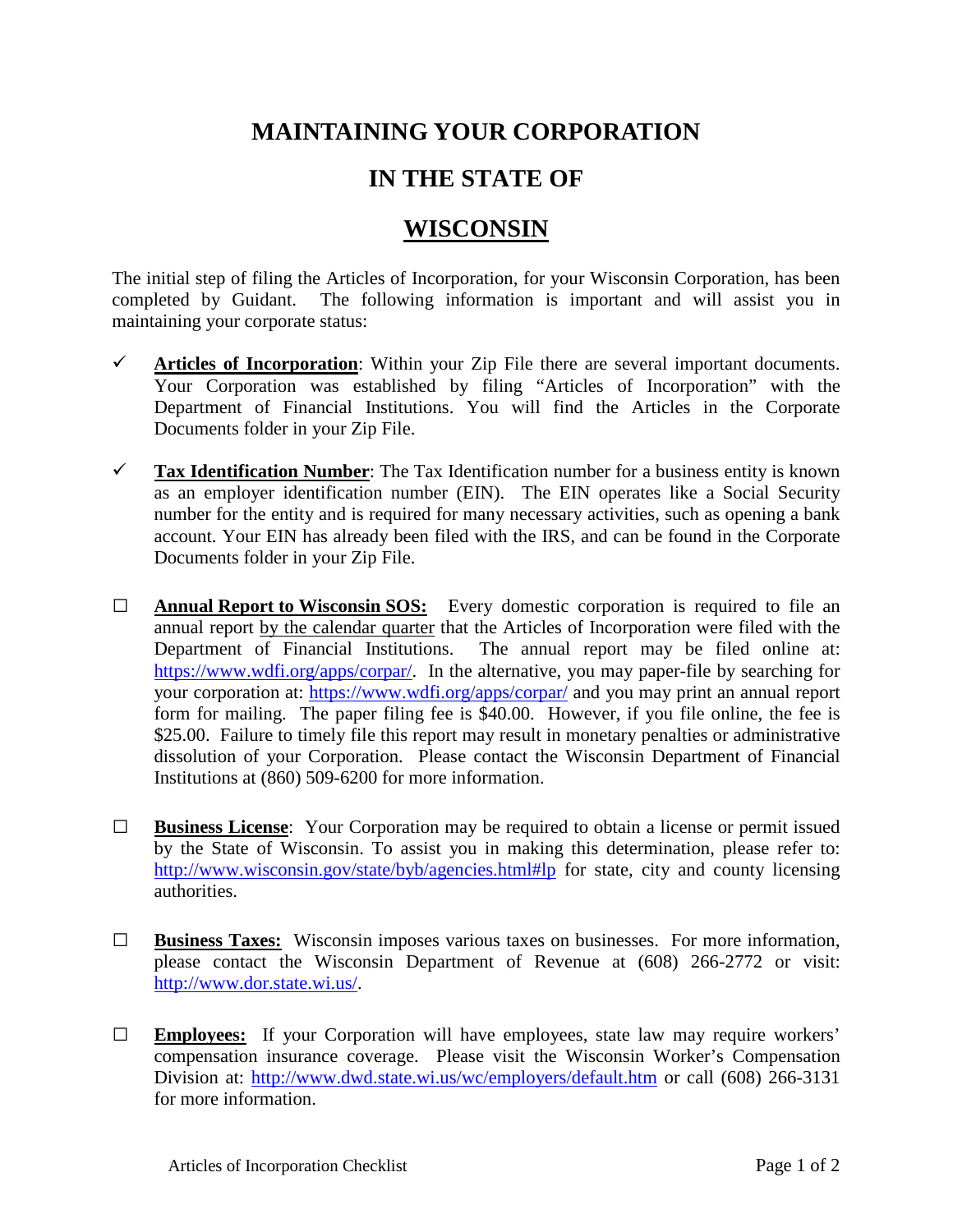# MAINTAINING YOUR CORPORATION

# IN THE STATE OF

# WISCONSIN

The initial step of filing the Articles of Incorporation, for your Wisconsin Corporation, has been completed by Guidant. The following information is important and will assist you in maintaining your corporate status:

- ✓ **Articles of Incorporation**: Within your Zip File there are several important documents. Your Corporation was established by filing "Articles of Incorporation" with the Department of Financial Institutions. You will find the Articles in the Corporate Documents folder in your Zip File.

- ✓ **Tax Identification Number**: The Tax Identification number for a business entity is known as an employer identification number (EIN). The EIN operates like a Social Security number for the entity and is required for many necessary activities, such as opening a bank account. Your EIN has already been filed with the IRS, and can be found in the Corporate Documents folder in your Zip File.

- ☐ **Annual Report to Wisconsin SOS:** Every domestic corporation is required to file an annual report by the calendar quarter that the Articles of Incorporation were filed with the Department of Financial Institutions. The annual report may be filed online at: https://www.wdfi.org/apps/corpar/. In the alternative, you may paper-file by searching for your corporation at: https://www.wdfi.org/apps/corpar/ and you may print an annual report form for mailing. The paper filing fee is $40.00. However, if you file online, the fee is $25.00. Failure to timely file this report may result in monetary penalties or administrative dissolution of your Corporation. Please contact the Wisconsin Department of Financial Institutions at (860) 509-6200 for more information.

- ☐ **Business License**: Your Corporation may be required to obtain a license or permit issued by the State of Wisconsin. To assist you in making this determination, please refer to: http://www.wisconsin.gov/state/byb/agencies.html#lp for state, city and county licensing authorities.

- ☐ **Business Taxes:** Wisconsin imposes various taxes on businesses. For more information, please contact the Wisconsin Department of Revenue at (608) 266-2772 or visit: http://www.dor.state.wi.us/.

- ☐ **Employees:** If your Corporation will have employees, state law may require workers' compensation insurance coverage. Please visit the Wisconsin Worker's Compensation Division at: http://www.dwd.state.wi.us/wc/employers/default.htm or call (608) 266-3131 for more information.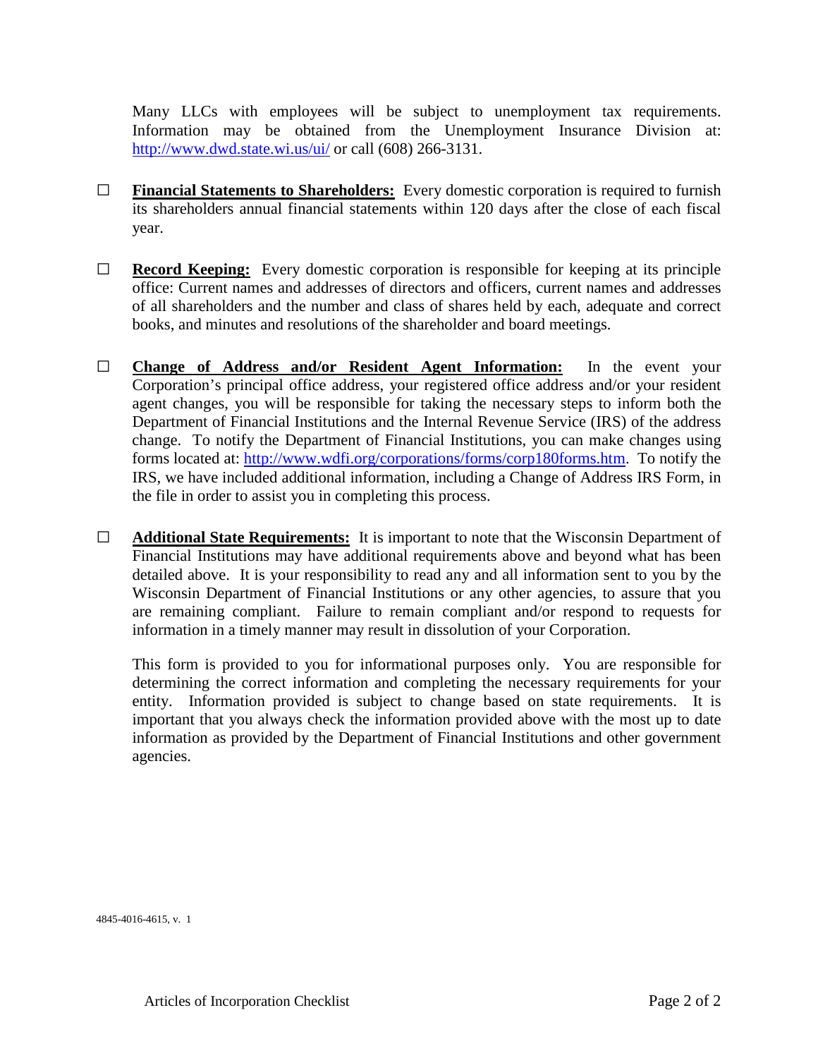Many LLCs with employees will be subject to unemployment tax requirements. Information may be obtained from the Unemployment Insurance Division at: http://www.dwd.state.wi.us/ui/ or call (608) 266-3131.

☐ **Financial Statements to Shareholders:** Every domestic corporation is required to furnish its shareholders annual financial statements within 120 days after the close of each fiscal year.

☐ **Record Keeping:** Every domestic corporation is responsible for keeping at its principle office: Current names and addresses of directors and officers, current names and addresses of all shareholders and the number and class of shares held by each, adequate and correct books, and minutes and resolutions of the shareholder and board meetings.

☐ **Change of Address and/or Resident Agent Information:** In the event your Corporation's principal office address, your registered office address and/or your resident agent changes, you will be responsible for taking the necessary steps to inform both the Department of Financial Institutions and the Internal Revenue Service (IRS) of the address change. To notify the Department of Financial Institutions, you can make changes using forms located at: http://www.wdfi.org/corporations/forms/corp180forms.htm. To notify the IRS, we have included additional information, including a Change of Address IRS Form, in the file in order to assist you in completing this process.

☐ **Additional State Requirements:** It is important to note that the Wisconsin Department of Financial Institutions may have additional requirements above and beyond what has been detailed above. It is your responsibility to read any and all information sent to you by the Wisconsin Department of Financial Institutions or any other agencies, to assure that you are remaining compliant. Failure to remain compliant and/or respond to requests for information in a timely manner may result in dissolution of your Corporation.

This form is provided to you for informational purposes only. You are responsible for determining the correct information and completing the necessary requirements for your entity. Information provided is subject to change based on state requirements. It is important that you always check the information provided above with the most up to date information as provided by the Department of Financial Institutions and other government agencies.

4845-4016-4615, v. 1

Articles of Incorporation Checklist